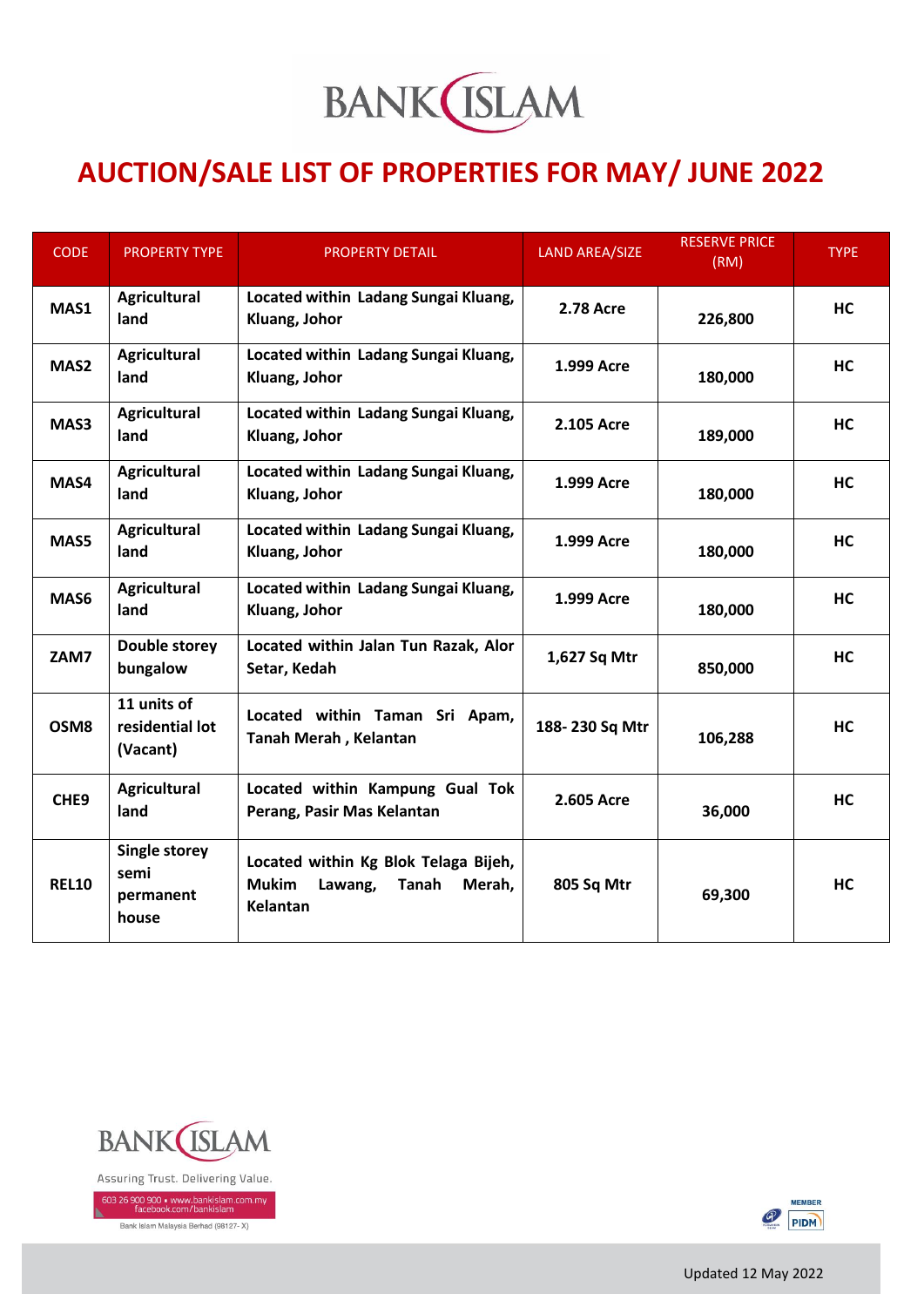# BANK ISLAM

## AUCTION/SALE LIST OF PROPERTIES FOR MAY/ JUNE 2022

| CODE | PROPERTY TYPE | PROPERTY DETAIL | LAND AREA/SIZE | RESERVE PRICE (RM) | TYPE |
|---|---|---|---|---|---|
| **MAS1** | **Agricultural land** | **Located within Ladang Sungai Kluang, Kluang, Johor** | **2.78 Acre** | **226,800** | **HC** |
| **MAS2** | **Agricultural land** | **Located within Ladang Sungai Kluang, Kluang, Johor** | **1.999 Acre** | **180,000** | **HC** |
| **MAS3** | **Agricultural land** | **Located within Ladang Sungai Kluang, Kluang, Johor** | **2.105 Acre** | **189,000** | **HC** |
| **MAS4** | **Agricultural land** | **Located within Ladang Sungai Kluang, Kluang, Johor** | **1.999 Acre** | **180,000** | **HC** |
| **MAS5** | **Agricultural land** | **Located within Ladang Sungai Kluang, Kluang, Johor** | **1.999 Acre** | **180,000** | **HC** |
| **MAS6** | **Agricultural land** | **Located within Ladang Sungai Kluang, Kluang, Johor** | **1.999 Acre** | **180,000** | **HC** |
| **ZAM7** | **Double storey bungalow** | **Located within Jalan Tun Razak, Alor Setar, Kedah** | **1,627 Sq Mtr** | **850,000** | **HC** |
| **OSM8** | **11 units of residential lot (Vacant)** | **Located within Taman Sri Apam, Tanah Merah , Kelantan** | **188- 230 Sq Mtr** | **106,288** | **HC** |
| **CHE9** | **Agricultural land** | **Located within Kampung Gual Tok Perang, Pasir Mas Kelantan** | **2.605 Acre** | **36,000** | **HC** |
| **REL10** | **Single storey semi permanent house** | **Located within Kg Blok Telaga Bijeh, Mukim Lawang, Tanah Merah, Kelantan** | **805 Sq Mtr** | **69,300** | **HC** |

BANK ISLAM

Assuring Trust. Delivering Value.

603 26 900 900 • www.bankislam.com.my
facebook.com/bankislam

Bank Islam Malaysia Berhad (98127- X)

MEMBER PIDM

Updated 12 May 2022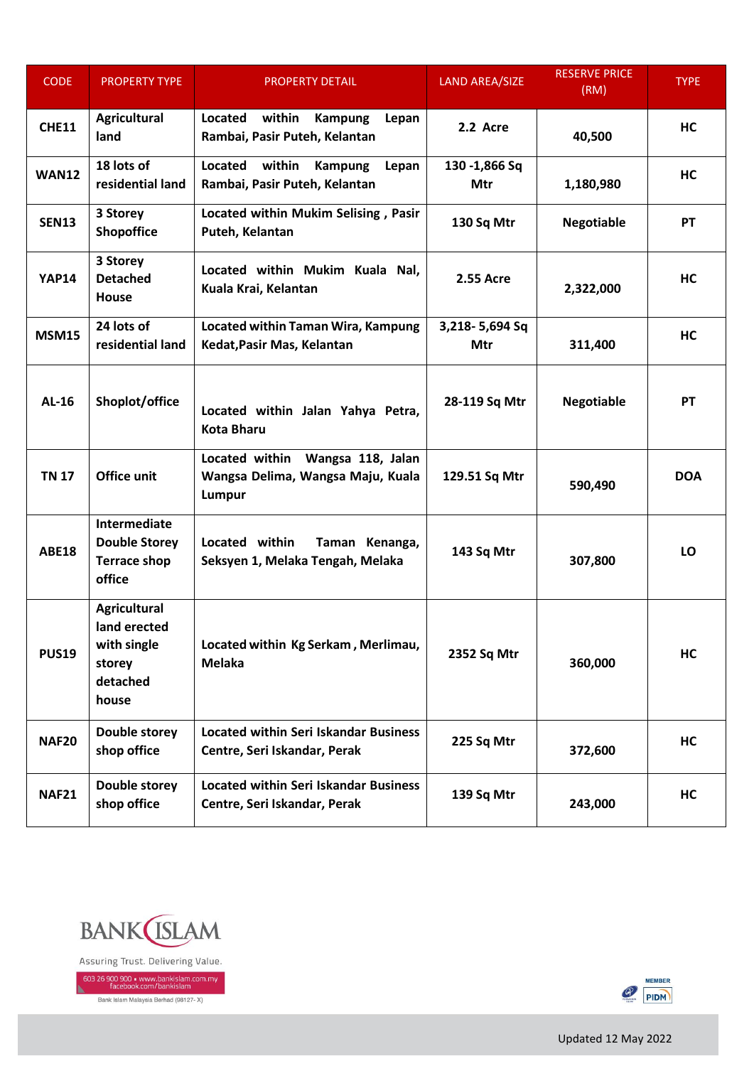| CODE | PROPERTY TYPE | PROPERTY DETAIL | LAND AREA/SIZE | RESERVE PRICE (RM) | TYPE |
|---|---|---|---|---|---|
| **CHE11** | **Agricultural land** | **Located within Kampung Lepan Rambai, Pasir Puteh, Kelantan** | **2.2 Acre** | **40,500** | **HC** |
| **WAN12** | **18 lots of residential land** | **Located within Kampung Lepan Rambai, Pasir Puteh, Kelantan** | **130 -1,866 Sq Mtr** | **1,180,980** | **HC** |
| **SEN13** | **3 Storey Shopoffice** | **Located within Mukim Selising , Pasir Puteh, Kelantan** | **130 Sq Mtr** | **Negotiable** | **PT** |
| **YAP14** | **3 Storey Detached House** | **Located within Mukim Kuala Nal, Kuala Krai, Kelantan** | **2.55 Acre** | **2,322,000** | **HC** |
| **MSM15** | **24 lots of residential land** | **Located within Taman Wira, Kampung Kedat,Pasir Mas, Kelantan** | **3,218- 5,694 Sq Mtr** | **311,400** | **HC** |
| **AL-16** | **Shoplot/office** | **Located within Jalan Yahya Petra, Kota Bharu** | **28-119 Sq Mtr** | **Negotiable** | **PT** |
| **TN 17** | **Office unit** | **Located within Wangsa 118, Jalan Wangsa Delima, Wangsa Maju, Kuala Lumpur** | **129.51 Sq Mtr** | **590,490** | **DOA** |
| **ABE18** | **Intermediate Double Storey Terrace shop office** | **Located within Taman Kenanga, Seksyen 1, Melaka Tengah, Melaka** | **143 Sq Mtr** | **307,800** | **LO** |
| **PUS19** | **Agricultural land erected with single storey detached house** | **Located within Kg Serkam , Merlimau, Melaka** | **2352 Sq Mtr** | **360,000** | **HC** |
| **NAF20** | **Double storey shop office** | **Located within Seri Iskandar Business Centre, Seri Iskandar, Perak** | **225 Sq Mtr** | **372,600** | **HC** |
| **NAF21** | **Double storey shop office** | **Located within Seri Iskandar Business Centre, Seri Iskandar, Perak** | **139 Sq Mtr** | **243,000** | **HC** |

BANK ISLAM

Assuring Trust. Delivering Value.

603 26 900 900 • www.bankislam.com.my
facebook.com/bankislam

Bank Islam Malaysia Berhad (98127- X)

MEMBER PIDM

Updated 12 May 2022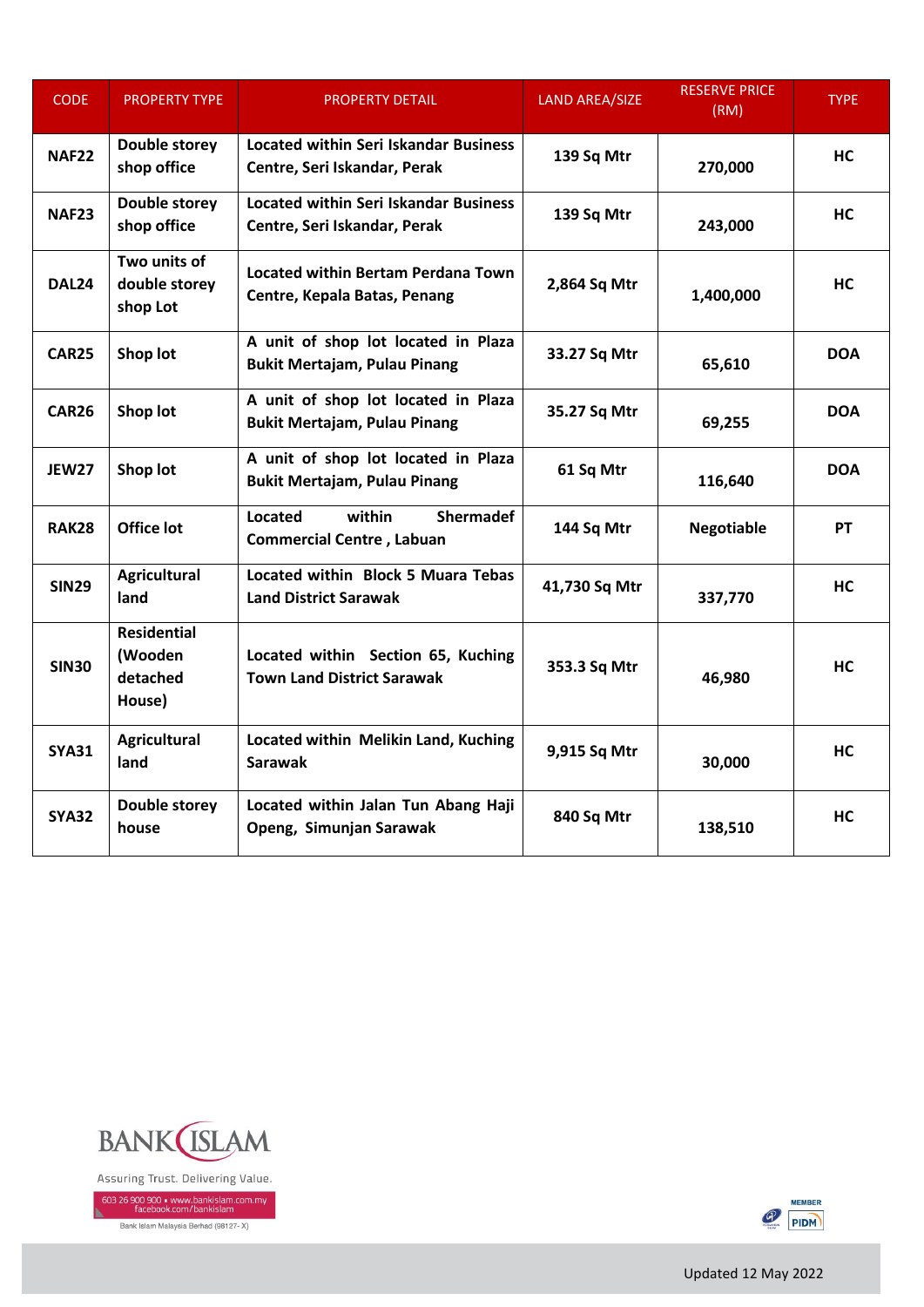| CODE | PROPERTY TYPE | PROPERTY DETAIL | LAND AREA/SIZE | RESERVE PRICE (RM) | TYPE |
|---|---|---|---|---|---|
| **NAF22** | **Double storey shop office** | **Located within Seri Iskandar Business Centre, Seri Iskandar, Perak** | **139 Sq Mtr** | **270,000** | **HC** |
| **NAF23** | **Double storey shop office** | **Located within Seri Iskandar Business Centre, Seri Iskandar, Perak** | **139 Sq Mtr** | **243,000** | **HC** |
| **DAL24** | **Two units of double storey shop Lot** | **Located within Bertam Perdana Town Centre, Kepala Batas, Penang** | **2,864 Sq Mtr** | **1,400,000** | **HC** |
| **CAR25** | **Shop lot** | **A unit of shop lot located in Plaza Bukit Mertajam, Pulau Pinang** | **33.27 Sq Mtr** | **65,610** | **DOA** |
| **CAR26** | **Shop lot** | **A unit of shop lot located in Plaza Bukit Mertajam, Pulau Pinang** | **35.27 Sq Mtr** | **69,255** | **DOA** |
| **JEW27** | **Shop lot** | **A unit of shop lot located in Plaza Bukit Mertajam, Pulau Pinang** | **61 Sq Mtr** | **116,640** | **DOA** |
| **RAK28** | **Office lot** | **Located within Shermadef Commercial Centre , Labuan** | **144 Sq Mtr** | **Negotiable** | **PT** |
| **SIN29** | **Agricultural land** | **Located within Block 5 Muara Tebas Land District Sarawak** | **41,730 Sq Mtr** | **337,770** | **HC** |
| **SIN30** | **Residential (Wooden detached House)** | **Located within Section 65, Kuching Town Land District Sarawak** | **353.3 Sq Mtr** | **46,980** | **HC** |
| **SYA31** | **Agricultural land** | **Located within Melikin Land, Kuching Sarawak** | **9,915 Sq Mtr** | **30,000** | **HC** |
| **SYA32** | **Double storey house** | **Located within Jalan Tun Abang Haji Openg, Simunjan Sarawak** | **840 Sq Mtr** | **138,510** | **HC** |

BANK ISLAM

Assuring Trust. Delivering Value.

603 26 900 900 • www.bankislam.com.my
facebook.com/bankislam

Bank Islam Malaysia Berhad (98127-X)

MEMBER PIDM

Updated 12 May 2022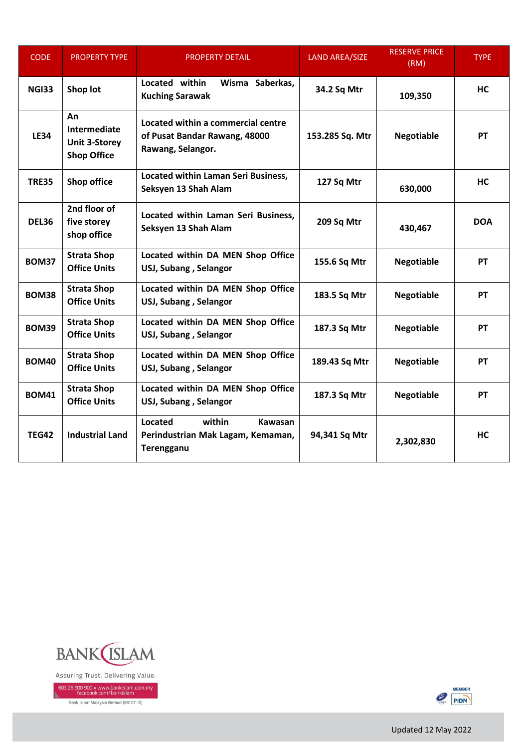| CODE | PROPERTY TYPE | PROPERTY DETAIL | LAND AREA/SIZE | RESERVE PRICE (RM) | TYPE |
|---|---|---|---|---|---|
| **NGI33** | **Shop lot** | **Located within Wisma Saberkas, Kuching Sarawak** | **34.2 Sq Mtr** | **109,350** | **HC** |
| **LE34** | **An Intermediate Unit 3-Storey Shop Office** | **Located within a commercial centre of Pusat Bandar Rawang, 48000 Rawang, Selangor.** | **153.285 Sq. Mtr** | **Negotiable** | **PT** |
| **TRE35** | **Shop office** | **Located within Laman Seri Business, Seksyen 13 Shah Alam** | **127 Sq Mtr** | **630,000** | **HC** |
| **DEL36** | **2nd floor of five storey shop office** | **Located within Laman Seri Business, Seksyen 13 Shah Alam** | **209 Sq Mtr** | **430,467** | **DOA** |
| **BOM37** | **Strata Shop Office Units** | **Located within DA MEN Shop Office USJ, Subang , Selangor** | **155.6 Sq Mtr** | **Negotiable** | **PT** |
| **BOM38** | **Strata Shop Office Units** | **Located within DA MEN Shop Office USJ, Subang , Selangor** | **183.5 Sq Mtr** | **Negotiable** | **PT** |
| **BOM39** | **Strata Shop Office Units** | **Located within DA MEN Shop Office USJ, Subang , Selangor** | **187.3 Sq Mtr** | **Negotiable** | **PT** |
| **BOM40** | **Strata Shop Office Units** | **Located within DA MEN Shop Office USJ, Subang , Selangor** | **189.43 Sq Mtr** | **Negotiable** | **PT** |
| **BOM41** | **Strata Shop Office Units** | **Located within DA MEN Shop Office USJ, Subang , Selangor** | **187.3 Sq Mtr** | **Negotiable** | **PT** |
| **TEG42** | **Industrial Land** | **Located within Kawasan Perindustrian Mak Lagam, Kemaman, Terengganu** | **94,341 Sq Mtr** | **2,302,830** | **HC** |

BANK ISLAM

Assuring Trust. Delivering Value.

603 26 900 900 • www.bankislam.com.my
facebook.com/bankislam

Bank Islam Malaysia Berhad (98127-X)

MEMBER PIDM

Updated 12 May 2022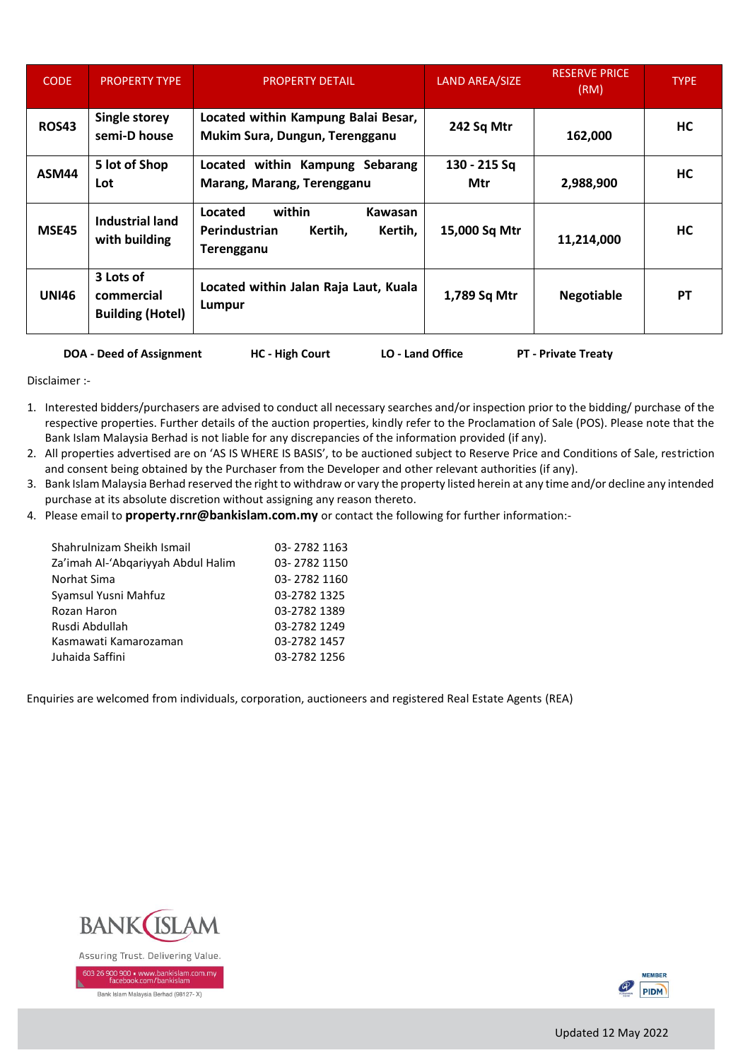| CODE | PROPERTY TYPE | PROPERTY DETAIL | LAND AREA/SIZE | RESERVE PRICE (RM) | TYPE |
|---|---|---|---|---|---|
| **ROS43** | **Single storey semi-D house** | **Located within Kampung Balai Besar, Mukim Sura, Dungun, Terengganu** | **242 Sq Mtr** | **162,000** | **HC** |
| **ASM44** | **5 lot of Shop Lot** | **Located within Kampung Sebarang Marang, Marang, Terengganu** | **130 - 215 Sq Mtr** | **2,988,900** | **HC** |
| **MSE45** | **Industrial land with building** | **Located within Kawasan Perindustrian Kertih, Kertih, Terengganu** | **15,000 Sq Mtr** | **11,214,000** | **HC** |
| **UNI46** | **3 Lots of commercial Building (Hotel)** | **Located within Jalan Raja Laut, Kuala Lumpur** | **1,789 Sq Mtr** | **Negotiable** | **PT** |

**DOA - Deed of Assignment** **HC - High Court** **LO - Land Office** **PT - Private Treaty**

Disclaimer :-

1. Interested bidders/purchasers are advised to conduct all necessary searches and/or inspection prior to the bidding/ purchase of the respective properties. Further details of the auction properties, kindly refer to the Proclamation of Sale (POS). Please note that the Bank Islam Malaysia Berhad is not liable for any discrepancies of the information provided (if any).
2. All properties advertised are on 'AS IS WHERE IS BASIS', to be auctioned subject to Reserve Price and Conditions of Sale, restriction and consent being obtained by the Purchaser from the Developer and other relevant authorities (if any).
3. Bank Islam Malaysia Berhad reserved the right to withdraw or vary the property listed herein at any time and/or decline any intended purchase at its absolute discretion without assigning any reason thereto.
4. Please email to **property.rnr@bankislam.com.my** or contact the following for further information:-

| | |
|---|---|
| Shahrulnizam Sheikh Ismail | 03- 2782 1163 |
| Za'imah Al-'Abqariyyah Abdul Halim | 03- 2782 1150 |
| Norhat Sima | 03- 2782 1160 |
| Syamsul Yusni Mahfuz | 03-2782 1325 |
| Rozan Haron | 03-2782 1389 |
| Rusdi Abdullah | 03-2782 1249 |
| Kasmawati Kamarozaman | 03-2782 1457 |
| Juhaida Saffini | 03-2782 1256 |

Enquiries are welcomed from individuals, corporation, auctioneers and registered Real Estate Agents (REA)

BANK ISLAM

Assuring Trust. Delivering Value.

603 26 900 900 • www.bankislam.com.my
facebook.com/bankislam

Bank Islam Malaysia Berhad (98127- X)

MEMBER PIDM

Updated 12 May 2022